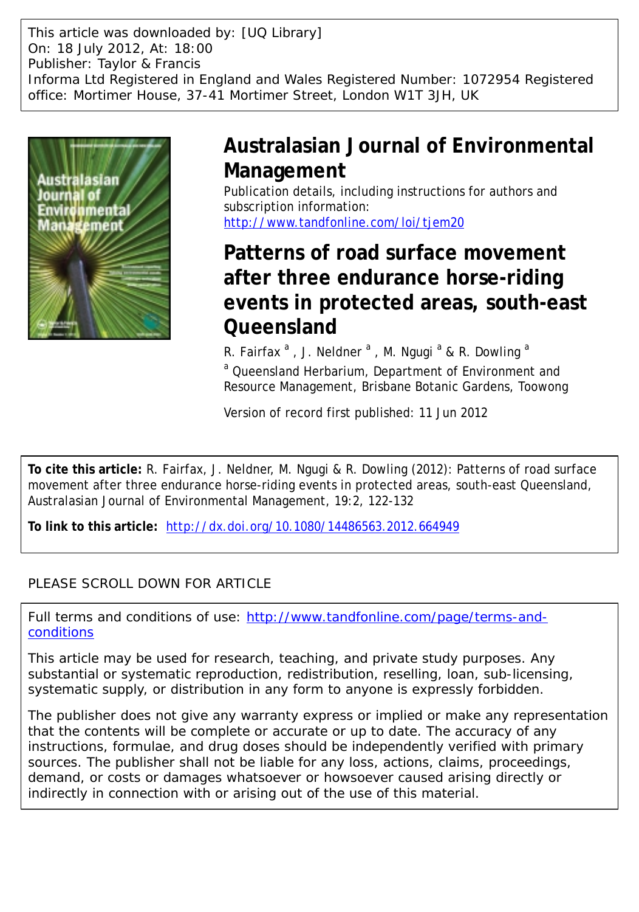This article was downloaded by: [UQ Library]
On: 18 July 2012, At: 18:00
Publisher: Taylor & Francis
Informa Ltd Registered in England and Wales Registered Number: 1072954 Registered office: Mortimer House, 37-41 Mortimer Street, London W1T 3JH, UK

# Australasian Journal of Environmental Management

Publication details, including instructions for authors and subscription information:
http://www.tandfonline.com/loi/tjem20

# Patterns of road surface movement after three endurance horse-riding events in protected areas, south-east Queensland

R. Fairfax [a] , J. Neldner [a] , M. Ngugi [a] & R. Dowling [a]

[a] Queensland Herbarium, Department of Environment and Resource Management, Brisbane Botanic Gardens, Toowong

Version of record first published: 11 Jun 2012

**To cite this article:** R. Fairfax, J. Neldner, M. Ngugi & R. Dowling (2012): Patterns of road surface movement after three endurance horse-riding events in protected areas, south-east Queensland, Australasian Journal of Environmental Management, 19:2, 122-132

**To link to this article:** http://dx.doi.org/10.1080/14486563.2012.664949

PLEASE SCROLL DOWN FOR ARTICLE

Full terms and conditions of use: http://www.tandfonline.com/page/terms-and-conditions

This article may be used for research, teaching, and private study purposes. Any substantial or systematic reproduction, redistribution, reselling, loan, sub-licensing, systematic supply, or distribution in any form to anyone is expressly forbidden.

The publisher does not give any warranty express or implied or make any representation that the contents will be complete or accurate or up to date. The accuracy of any instructions, formulae, and drug doses should be independently verified with primary sources. The publisher shall not be liable for any loss, actions, claims, proceedings, demand, or costs or damages whatsoever or howsoever caused arising directly or indirectly in connection with or arising out of the use of this material.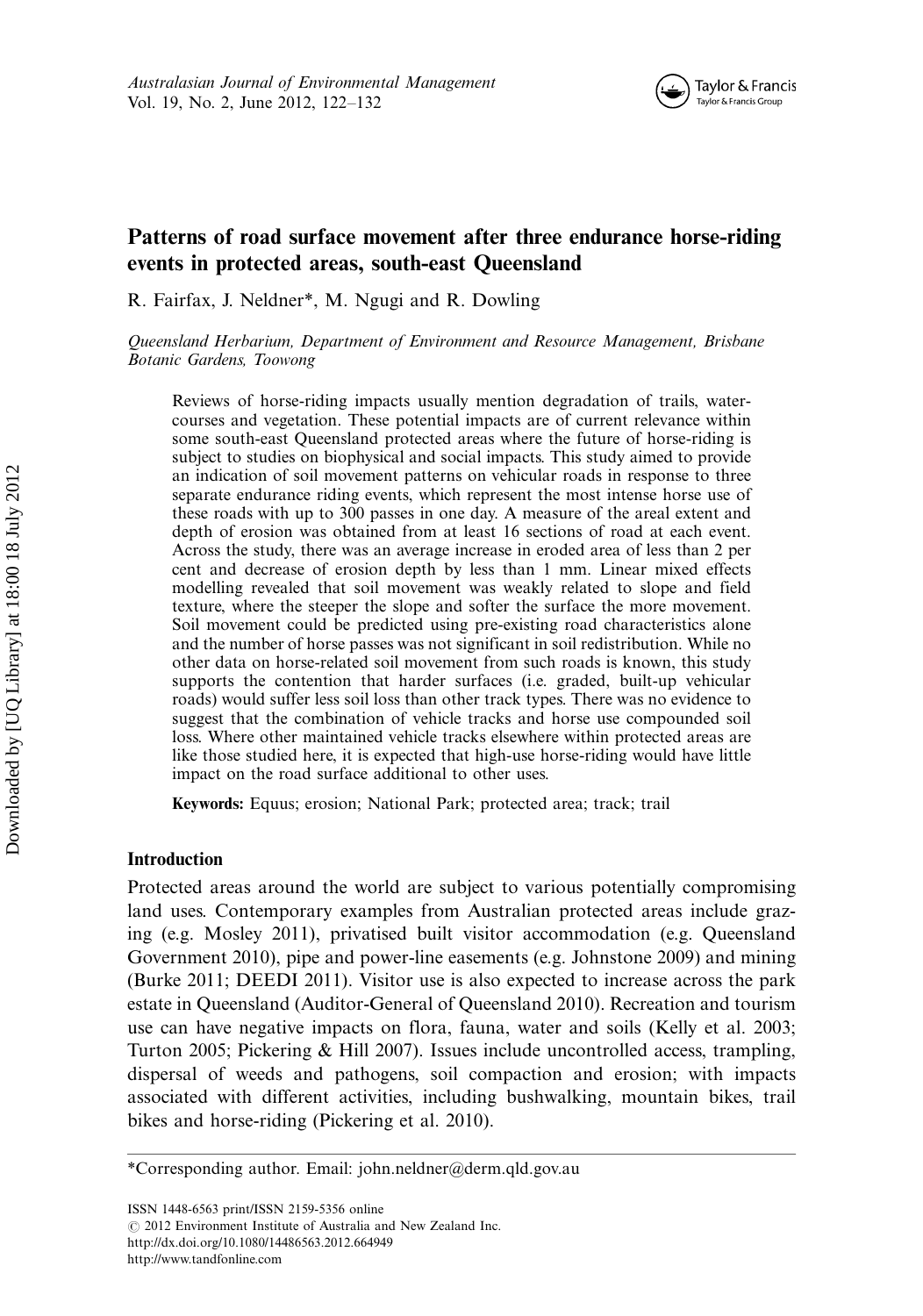# Patterns of road surface movement after three endurance horse-riding events in protected areas, south-east Queensland

R. Fairfax, J. Neldner*, M. Ngugi and R. Dowling

*Queensland Herbarium, Department of Environment and Resource Management, Brisbane Botanic Gardens, Toowong*

Reviews of horse-riding impacts usually mention degradation of trails, watercourses and vegetation. These potential impacts are of current relevance within some south-east Queensland protected areas where the future of horse-riding is subject to studies on biophysical and social impacts. This study aimed to provide an indication of soil movement patterns on vehicular roads in response to three separate endurance riding events, which represent the most intense horse use of these roads with up to 300 passes in one day. A measure of the areal extent and depth of erosion was obtained from at least 16 sections of road at each event. Across the study, there was an average increase in eroded area of less than 2 per cent and decrease of erosion depth by less than 1 mm. Linear mixed effects modelling revealed that soil movement was weakly related to slope and field texture, where the steeper the slope and softer the surface the more movement. Soil movement could be predicted using pre-existing road characteristics alone and the number of horse passes was not significant in soil redistribution. While no other data on horse-related soil movement from such roads is known, this study supports the contention that harder surfaces (i.e. graded, built-up vehicular roads) would suffer less soil loss than other track types. There was no evidence to suggest that the combination of vehicle tracks and horse use compounded soil loss. Where other maintained vehicle tracks elsewhere within protected areas are like those studied here, it is expected that high-use horse-riding would have little impact on the road surface additional to other uses.

**Keywords:** Equus; erosion; National Park; protected area; track; trail

## Introduction

Protected areas around the world are subject to various potentially compromising land uses. Contemporary examples from Australian protected areas include grazing (e.g. Mosley 2011), privatised built visitor accommodation (e.g. Queensland Government 2010), pipe and power-line easements (e.g. Johnstone 2009) and mining (Burke 2011; DEEDI 2011). Visitor use is also expected to increase across the park estate in Queensland (Auditor-General of Queensland 2010). Recreation and tourism use can have negative impacts on flora, fauna, water and soils (Kelly et al. 2003; Turton 2005; Pickering & Hill 2007). Issues include uncontrolled access, trampling, dispersal of weeds and pathogens, soil compaction and erosion; with impacts associated with different activities, including bushwalking, mountain bikes, trail bikes and horse-riding (Pickering et al. 2010).

---

*Corresponding author. Email: john.neldner@derm.qld.gov.au

ISSN 1448-6563 print/ISSN 2159-5356 online
© 2012 Environment Institute of Australia and New Zealand Inc.
http://dx.doi.org/10.1080/14486563.2012.664949
http://www.tandfonline.com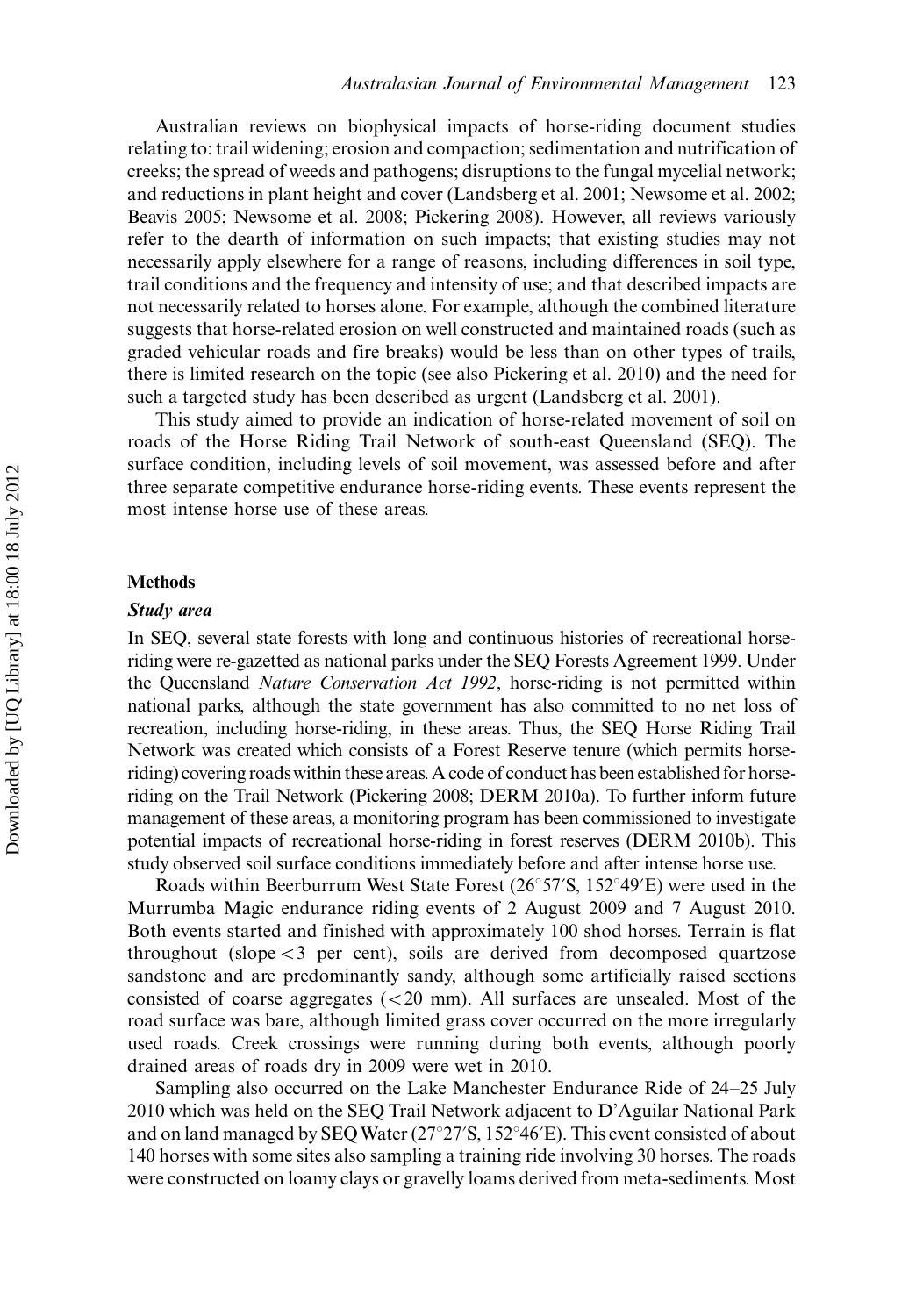Australian reviews on biophysical impacts of horse-riding document studies relating to: trail widening; erosion and compaction; sedimentation and nutrification of creeks; the spread of weeds and pathogens; disruptions to the fungal mycelial network; and reductions in plant height and cover (Landsberg et al. 2001; Newsome et al. 2002; Beavis 2005; Newsome et al. 2008; Pickering 2008). However, all reviews variously refer to the dearth of information on such impacts; that existing studies may not necessarily apply elsewhere for a range of reasons, including differences in soil type, trail conditions and the frequency and intensity of use; and that described impacts are not necessarily related to horses alone. For example, although the combined literature suggests that horse-related erosion on well constructed and maintained roads (such as graded vehicular roads and fire breaks) would be less than on other types of trails, there is limited research on the topic (see also Pickering et al. 2010) and the need for such a targeted study has been described as urgent (Landsberg et al. 2001).

This study aimed to provide an indication of horse-related movement of soil on roads of the Horse Riding Trail Network of south-east Queensland (SEQ). The surface condition, including levels of soil movement, was assessed before and after three separate competitive endurance horse-riding events. These events represent the most intense horse use of these areas.

## Methods

### *Study area*

In SEQ, several state forests with long and continuous histories of recreational horse-riding were re-gazetted as national parks under the SEQ Forests Agreement 1999. Under the Queensland *Nature Conservation Act 1992*, horse-riding is not permitted within national parks, although the state government has also committed to no net loss of recreation, including horse-riding, in these areas. Thus, the SEQ Horse Riding Trail Network was created which consists of a Forest Reserve tenure (which permits horse-riding) covering roads within these areas. A code of conduct has been established for horse-riding on the Trail Network (Pickering 2008; DERM 2010a). To further inform future management of these areas, a monitoring program has been commissioned to investigate potential impacts of recreational horse-riding in forest reserves (DERM 2010b). This study observed soil surface conditions immediately before and after intense horse use.

Roads within Beerburrum West State Forest (26°57′S, 152°49′E) were used in the Murrumba Magic endurance riding events of 2 August 2009 and 7 August 2010. Both events started and finished with approximately 100 shod horses. Terrain is flat throughout (slope < 3 per cent), soils are derived from decomposed quartzose sandstone and are predominantly sandy, although some artificially raised sections consisted of coarse aggregates (< 20 mm). All surfaces are unsealed. Most of the road surface was bare, although limited grass cover occurred on the more irregularly used roads. Creek crossings were running during both events, although poorly drained areas of roads dry in 2009 were wet in 2010.

Sampling also occurred on the Lake Manchester Endurance Ride of 24–25 July 2010 which was held on the SEQ Trail Network adjacent to D'Aguilar National Park and on land managed by SEQ Water (27°27′S, 152°46′E). This event consisted of about 140 horses with some sites also sampling a training ride involving 30 horses. The roads were constructed on loamy clays or gravelly loams derived from meta-sediments. Most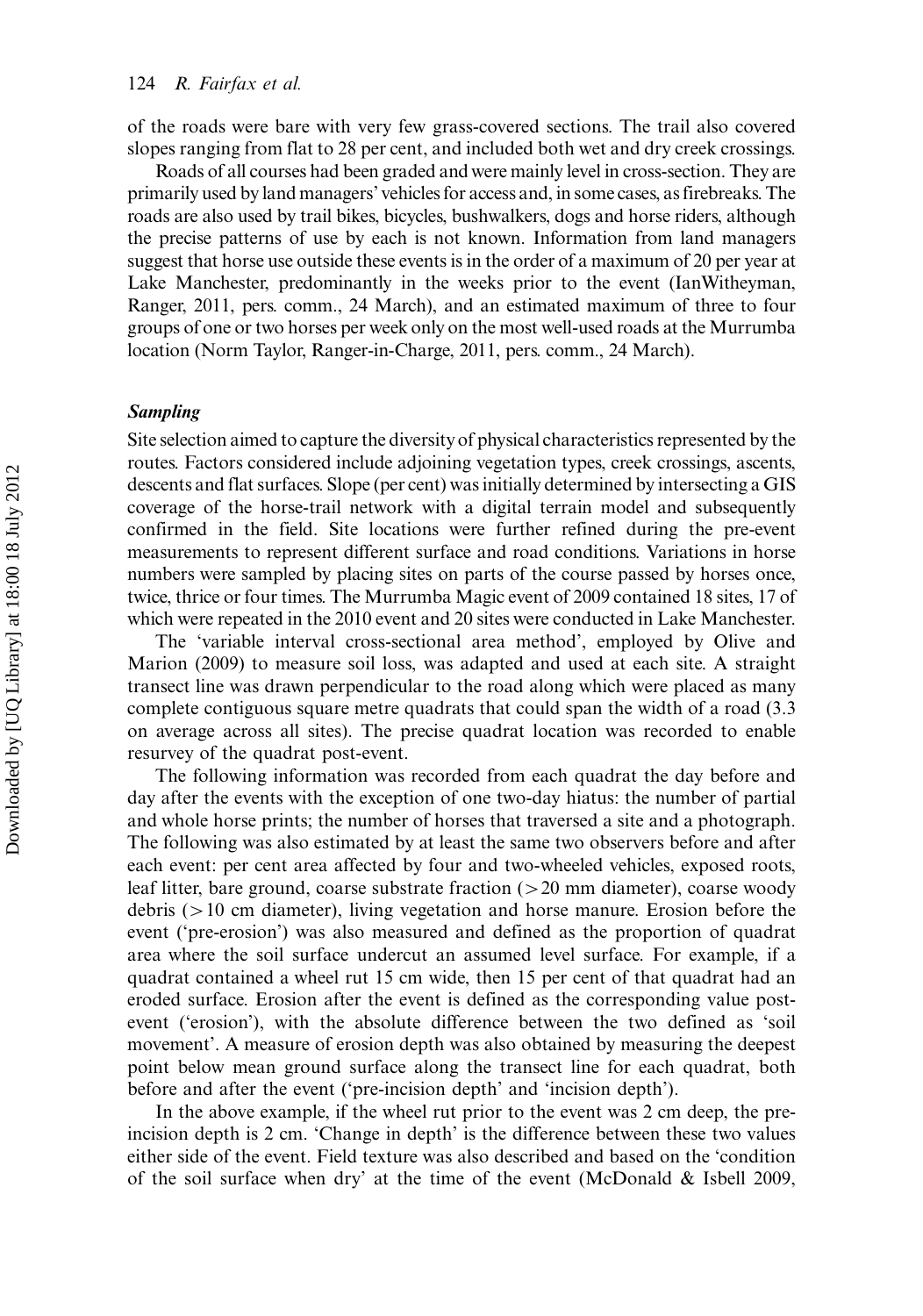of the roads were bare with very few grass-covered sections. The trail also covered slopes ranging from flat to 28 per cent, and included both wet and dry creek crossings.

Roads of all courses had been graded and were mainly level in cross-section. They are primarily used by land managers' vehicles for access and, in some cases, as firebreaks. The roads are also used by trail bikes, bicycles, bushwalkers, dogs and horse riders, although the precise patterns of use by each is not known. Information from land managers suggest that horse use outside these events is in the order of a maximum of 20 per year at Lake Manchester, predominantly in the weeks prior to the event (IanWitheyman, Ranger, 2011, pers. comm., 24 March), and an estimated maximum of three to four groups of one or two horses per week only on the most well-used roads at the Murrumba location (Norm Taylor, Ranger-in-Charge, 2011, pers. comm., 24 March).

### *Sampling*

Site selection aimed to capture the diversity of physical characteristics represented by the routes. Factors considered include adjoining vegetation types, creek crossings, ascents, descents and flat surfaces. Slope (per cent) was initially determined by intersecting a GIS coverage of the horse-trail network with a digital terrain model and subsequently confirmed in the field. Site locations were further refined during the pre-event measurements to represent different surface and road conditions. Variations in horse numbers were sampled by placing sites on parts of the course passed by horses once, twice, thrice or four times. The Murrumba Magic event of 2009 contained 18 sites, 17 of which were repeated in the 2010 event and 20 sites were conducted in Lake Manchester.

The 'variable interval cross-sectional area method', employed by Olive and Marion (2009) to measure soil loss, was adapted and used at each site. A straight transect line was drawn perpendicular to the road along which were placed as many complete contiguous square metre quadrats that could span the width of a road (3.3 on average across all sites). The precise quadrat location was recorded to enable resurvey of the quadrat post-event.

The following information was recorded from each quadrat the day before and day after the events with the exception of one two-day hiatus: the number of partial and whole horse prints; the number of horses that traversed a site and a photograph. The following was also estimated by at least the same two observers before and after each event: per cent area affected by four and two-wheeled vehicles, exposed roots, leaf litter, bare ground, coarse substrate fraction ($>20$ mm diameter), coarse woody debris ($>10$ cm diameter), living vegetation and horse manure. Erosion before the event ('pre-erosion') was also measured and defined as the proportion of quadrat area where the soil surface undercut an assumed level surface. For example, if a quadrat contained a wheel rut 15 cm wide, then 15 per cent of that quadrat had an eroded surface. Erosion after the event is defined as the corresponding value post-event ('erosion'), with the absolute difference between the two defined as 'soil movement'. A measure of erosion depth was also obtained by measuring the deepest point below mean ground surface along the transect line for each quadrat, both before and after the event ('pre-incision depth' and 'incision depth').

In the above example, if the wheel rut prior to the event was 2 cm deep, the pre-incision depth is 2 cm. 'Change in depth' is the difference between these two values either side of the event. Field texture was also described and based on the 'condition of the soil surface when dry' at the time of the event (McDonald & Isbell 2009,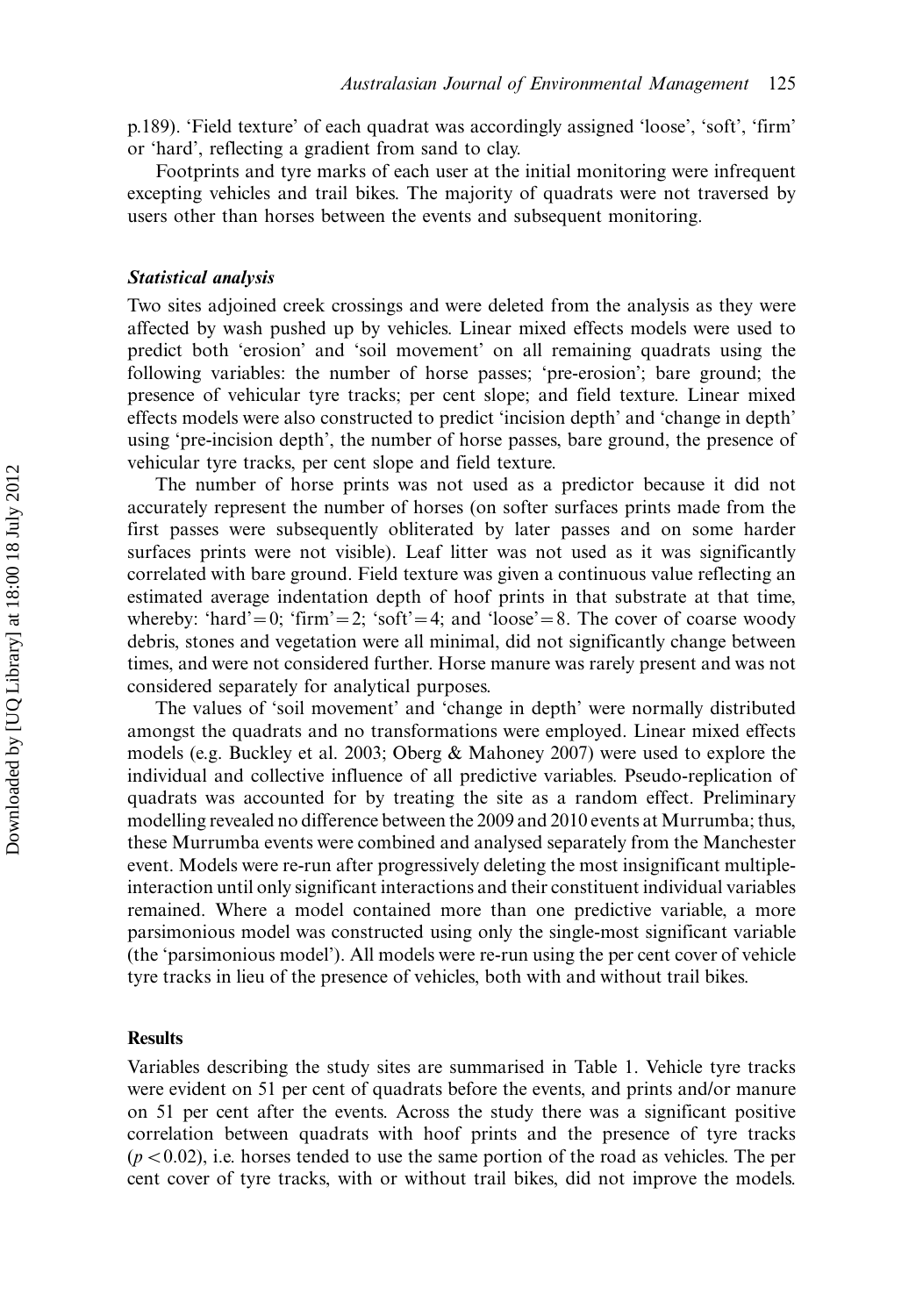p.189). 'Field texture' of each quadrat was accordingly assigned 'loose', 'soft', 'firm' or 'hard', reflecting a gradient from sand to clay.

Footprints and tyre marks of each user at the initial monitoring were infrequent excepting vehicles and trail bikes. The majority of quadrats were not traversed by users other than horses between the events and subsequent monitoring.

### *Statistical analysis*

Two sites adjoined creek crossings and were deleted from the analysis as they were affected by wash pushed up by vehicles. Linear mixed effects models were used to predict both 'erosion' and 'soil movement' on all remaining quadrats using the following variables: the number of horse passes; 'pre-erosion'; bare ground; the presence of vehicular tyre tracks; per cent slope; and field texture. Linear mixed effects models were also constructed to predict 'incision depth' and 'change in depth' using 'pre-incision depth', the number of horse passes, bare ground, the presence of vehicular tyre tracks, per cent slope and field texture.

The number of horse prints was not used as a predictor because it did not accurately represent the number of horses (on softer surfaces prints made from the first passes were subsequently obliterated by later passes and on some harder surfaces prints were not visible). Leaf litter was not used as it was significantly correlated with bare ground. Field texture was given a continuous value reflecting an estimated average indentation depth of hoof prints in that substrate at that time, whereby: 'hard' = 0; 'firm' = 2; 'soft' = 4; and 'loose' = 8. The cover of coarse woody debris, stones and vegetation were all minimal, did not significantly change between times, and were not considered further. Horse manure was rarely present and was not considered separately for analytical purposes.

The values of 'soil movement' and 'change in depth' were normally distributed amongst the quadrats and no transformations were employed. Linear mixed effects models (e.g. Buckley et al. 2003; Oberg & Mahoney 2007) were used to explore the individual and collective influence of all predictive variables. Pseudo-replication of quadrats was accounted for by treating the site as a random effect. Preliminary modelling revealed no difference between the 2009 and 2010 events at Murrumba; thus, these Murrumba events were combined and analysed separately from the Manchester event. Models were re-run after progressively deleting the most insignificant multiple-interaction until only significant interactions and their constituent individual variables remained. Where a model contained more than one predictive variable, a more parsimonious model was constructed using only the single-most significant variable (the 'parsimonious model'). All models were re-run using the per cent cover of vehicle tyre tracks in lieu of the presence of vehicles, both with and without trail bikes.

## Results

Variables describing the study sites are summarised in Table 1. Vehicle tyre tracks were evident on 51 per cent of quadrats before the events, and prints and/or manure on 51 per cent after the events. Across the study there was a significant positive correlation between quadrats with hoof prints and the presence of tyre tracks ($p < 0.02$), i.e. horses tended to use the same portion of the road as vehicles. The per cent cover of tyre tracks, with or without trail bikes, did not improve the models.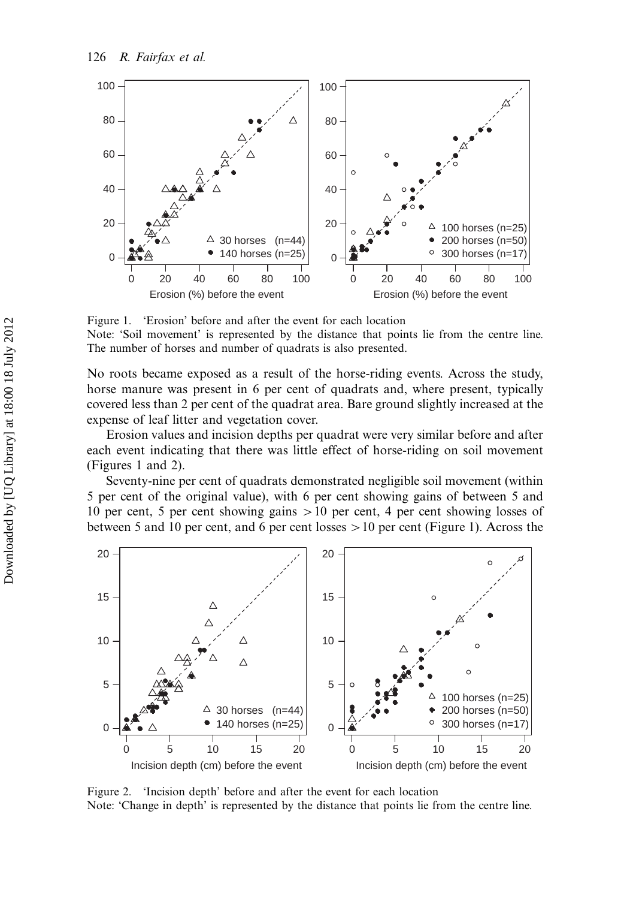Figure 1. 'Erosion' before and after the event for each location
Note: 'Soil movement' is represented by the distance that points lie from the centre line. The number of horses and number of quadrats is also presented.

No roots became exposed as a result of the horse-riding events. Across the study, horse manure was present in 6 per cent of quadrats and, where present, typically covered less than 2 per cent of the quadrat area. Bare ground slightly increased at the expense of leaf litter and vegetation cover.

Erosion values and incision depths per quadrat were very similar before and after each event indicating that there was little effect of horse-riding on soil movement (Figures 1 and 2).

Seventy-nine per cent of quadrats demonstrated negligible soil movement (within 5 per cent of the original value), with 6 per cent showing gains of between 5 and 10 per cent, 5 per cent showing gains $>10$ per cent, 4 per cent showing losses of between 5 and 10 per cent, and 6 per cent losses $>10$ per cent (Figure 1). Across the

Figure 2. 'Incision depth' before and after the event for each location
Note: 'Change in depth' is represented by the distance that points lie from the centre line.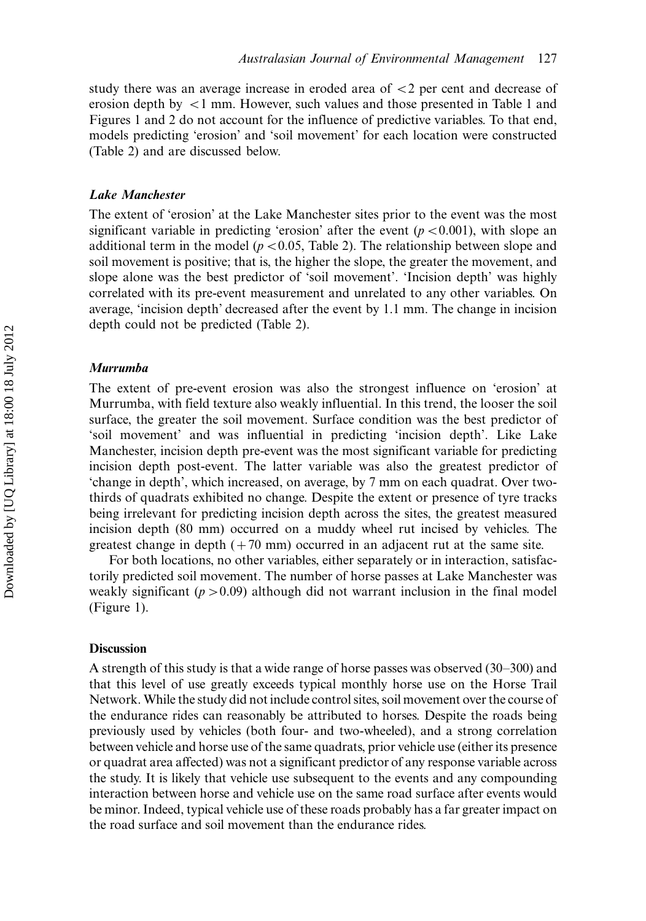study there was an average increase in eroded area of $<2$ per cent and decrease of erosion depth by $<1$ mm. However, such values and those presented in Table 1 and Figures 1 and 2 do not account for the influence of predictive variables. To that end, models predicting 'erosion' and 'soil movement' for each location were constructed (Table 2) and are discussed below.

### *Lake Manchester*

The extent of 'erosion' at the Lake Manchester sites prior to the event was the most significant variable in predicting 'erosion' after the event ($p < 0.001$), with slope an additional term in the model ($p < 0.05$, Table 2). The relationship between slope and soil movement is positive; that is, the higher the slope, the greater the movement, and slope alone was the best predictor of 'soil movement'. 'Incision depth' was highly correlated with its pre-event measurement and unrelated to any other variables. On average, 'incision depth' decreased after the event by 1.1 mm. The change in incision depth could not be predicted (Table 2).

### *Murrumba*

The extent of pre-event erosion was also the strongest influence on 'erosion' at Murrumba, with field texture also weakly influential. In this trend, the looser the soil surface, the greater the soil movement. Surface condition was the best predictor of 'soil movement' and was influential in predicting 'incision depth'. Like Lake Manchester, incision depth pre-event was the most significant variable for predicting incision depth post-event. The latter variable was also the greatest predictor of 'change in depth', which increased, on average, by 7 mm on each quadrat. Over two-thirds of quadrats exhibited no change. Despite the extent or presence of tyre tracks being irrelevant for predicting incision depth across the sites, the greatest measured incision depth (80 mm) occurred on a muddy wheel rut incised by vehicles. The greatest change in depth (+70 mm) occurred in an adjacent rut at the same site.

For both locations, no other variables, either separately or in interaction, satisfactorily predicted soil movement. The number of horse passes at Lake Manchester was weakly significant ($p > 0.09$) although did not warrant inclusion in the final model (Figure 1).

## Discussion

A strength of this study is that a wide range of horse passes was observed (30–300) and that this level of use greatly exceeds typical monthly horse use on the Horse Trail Network. While the study did not include control sites, soil movement over the course of the endurance rides can reasonably be attributed to horses. Despite the roads being previously used by vehicles (both four- and two-wheeled), and a strong correlation between vehicle and horse use of the same quadrats, prior vehicle use (either its presence or quadrat area affected) was not a significant predictor of any response variable across the study. It is likely that vehicle use subsequent to the events and any compounding interaction between horse and vehicle use on the same road surface after events would be minor. Indeed, typical vehicle use of these roads probably has a far greater impact on the road surface and soil movement than the endurance rides.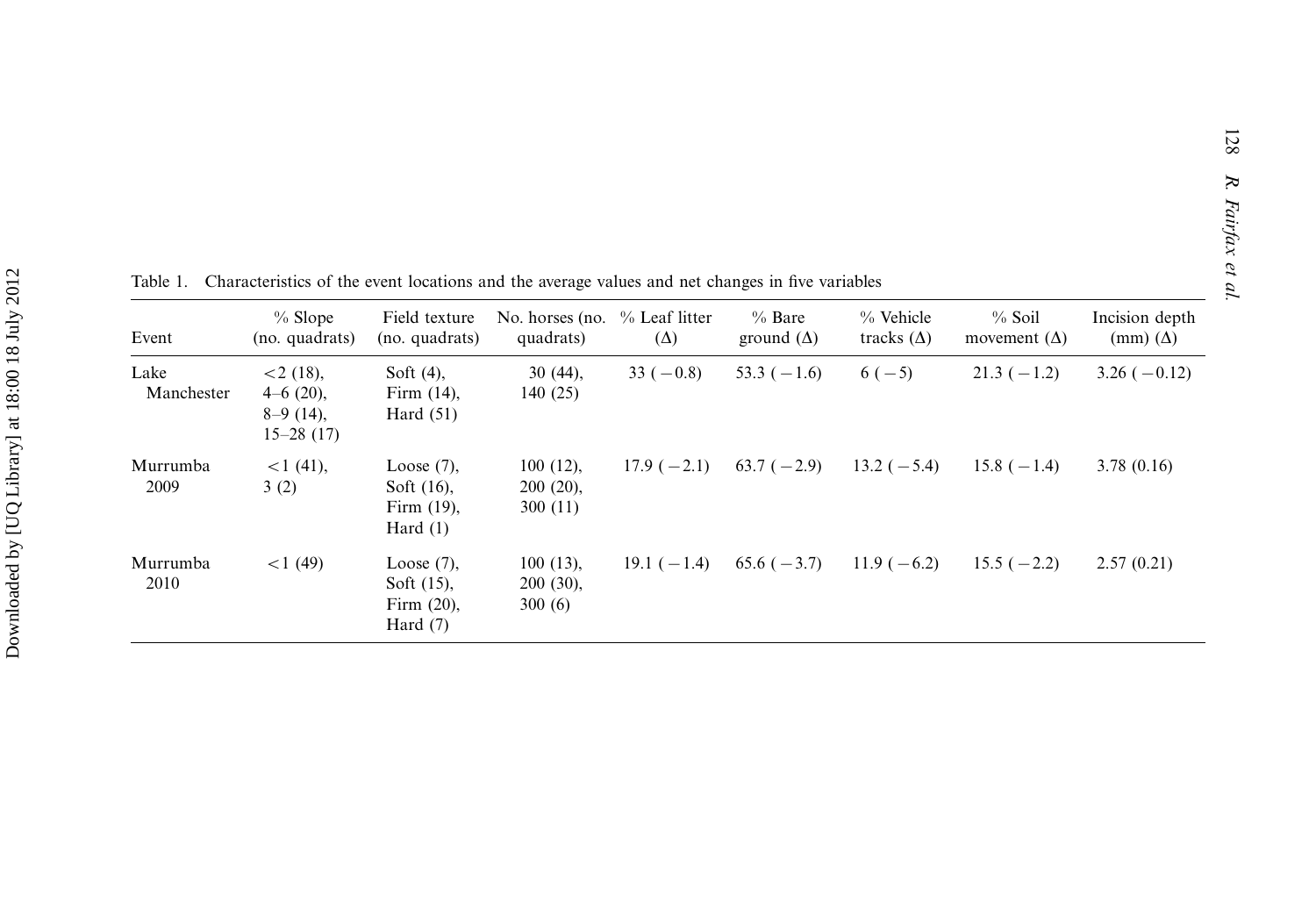Table 1. Characteristics of the event locations and the average values and net changes in five variables

| Event | % Slope (no. quadrats) | Field texture (no. quadrats) | No. horses (no. quadrats) | % Leaf litter (Δ) | % Bare ground (Δ) | % Vehicle tracks (Δ) | % Soil movement (Δ) | Incision depth (mm) (Δ) |
|---|---|---|---|---|---|---|---|---|
| Lake Manchester | <2 (18), 4–6 (20), 8–9 (14), 15–28 (17) | Soft (4), Firm (14), Hard (51) | 30 (44), 140 (25) | 33 (−0.8) | 53.3 (−1.6) | 6 (−5) | 21.3 (−1.2) | 3.26 (−0.12) |
| Murrumba 2009 | <1 (41), 3 (2) | Loose (7), Soft (16), Firm (19), Hard (1) | 100 (12), 200 (20), 300 (11) | 17.9 (−2.1) | 63.7 (−2.9) | 13.2 (−5.4) | 15.8 (−1.4) | 3.78 (0.16) |
| Murrumba 2010 | <1 (49) | Loose (7), Soft (15), Firm (20), Hard (7) | 100 (13), 200 (30), 300 (6) | 19.1 (−1.4) | 65.6 (−3.7) | 11.9 (−6.2) | 15.5 (−2.2) | 2.57 (0.21) |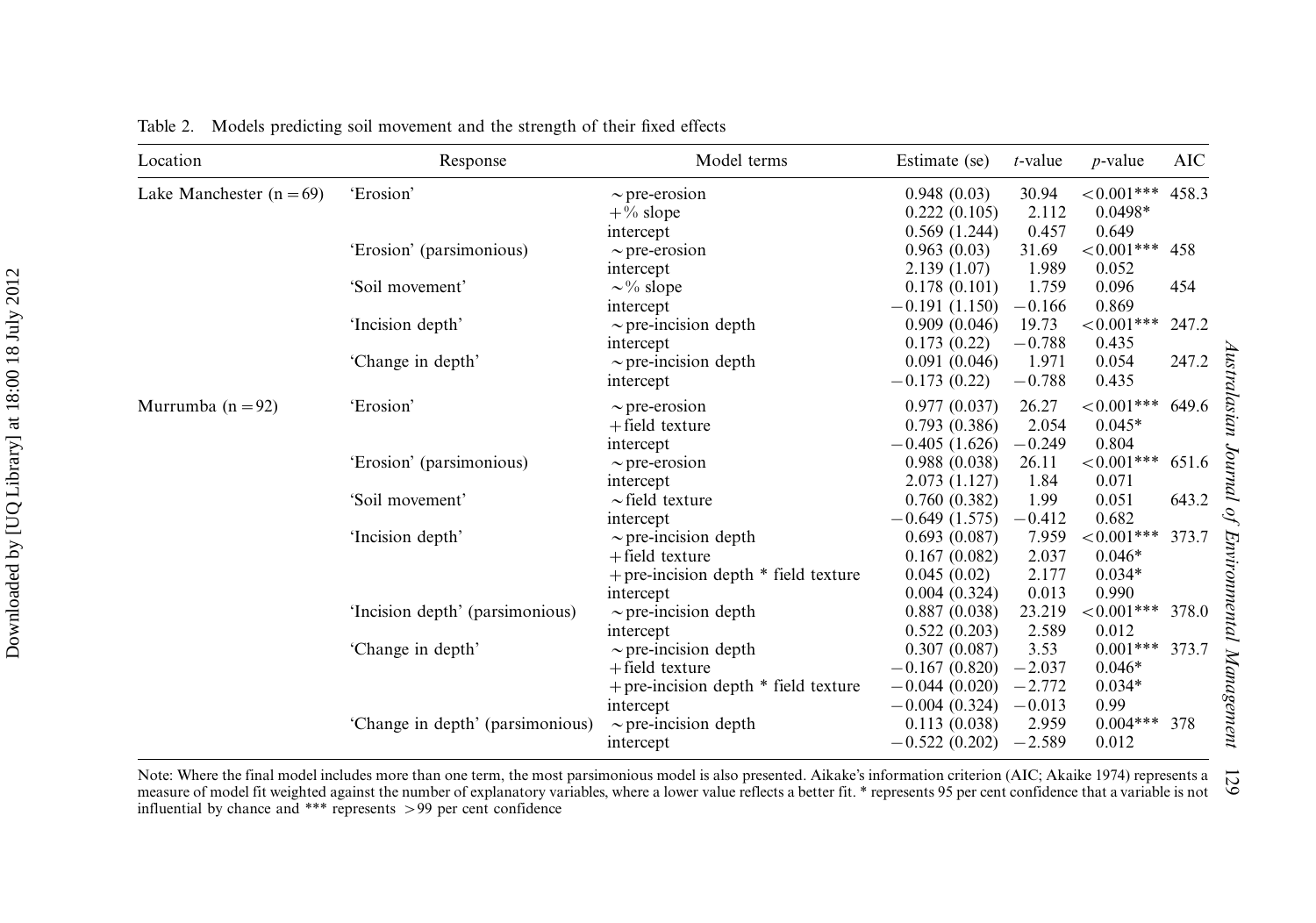Table 2. Models predicting soil movement and the strength of their fixed effects

| Location | Response | Model terms | Estimate (se) | *t*-value | *p*-value | AIC |
|---|---|---|---|---|---|---|
| Lake Manchester (n = 69) | 'Erosion' | ~pre-erosion | 0.948 (0.03) | 30.94 | <0.001*** | 458.3 |
| | | +% slope | 0.222 (0.105) | 2.112 | 0.0498* | |
| | | intercept | 0.569 (1.244) | 0.457 | 0.649 | |
| | 'Erosion' (parsimonious) | ~pre-erosion | 0.963 (0.03) | 31.69 | <0.001*** | 458 |
| | | intercept | 2.139 (1.07) | 1.989 | 0.052 | |
| | 'Soil movement' | ~% slope | 0.178 (0.101) | 1.759 | 0.096 | 454 |
| | | intercept | −0.191 (1.150) | −0.166 | 0.869 | |
| | 'Incision depth' | ~pre-incision depth | 0.909 (0.046) | 19.73 | <0.001*** | 247.2 |
| | | intercept | 0.173 (0.22) | −0.788 | 0.435 | |
| | 'Change in depth' | ~pre-incision depth | 0.091 (0.046) | 1.971 | 0.054 | 247.2 |
| | | intercept | −0.173 (0.22) | −0.788 | 0.435 | |
| Murrumba (n = 92) | 'Erosion' | ~pre-erosion | 0.977 (0.037) | 26.27 | <0.001*** | 649.6 |
| | | +field texture | 0.793 (0.386) | 2.054 | 0.045* | |
| | | intercept | −0.405 (1.626) | −0.249 | 0.804 | |
| | 'Erosion' (parsimonious) | ~pre-erosion | 0.988 (0.038) | 26.11 | <0.001*** | 651.6 |
| | | intercept | 2.073 (1.127) | 1.84 | 0.071 | |
| | 'Soil movement' | ~field texture | 0.760 (0.382) | 1.99 | 0.051 | 643.2 |
| | | intercept | −0.649 (1.575) | −0.412 | 0.682 | |
| | 'Incision depth' | ~pre-incision depth | 0.693 (0.087) | 7.959 | <0.001*** | 373.7 |
| | | +field texture | 0.167 (0.082) | 2.037 | 0.046* | |
| | | +pre-incision depth * field texture | 0.045 (0.02) | 2.177 | 0.034* | |
| | | intercept | 0.004 (0.324) | 0.013 | 0.990 | |
| | 'Incision depth' (parsimonious) | ~pre-incision depth | 0.887 (0.038) | 23.219 | <0.001*** | 378.0 |
| | | intercept | 0.522 (0.203) | 2.589 | 0.012 | |
| | 'Change in depth' | ~pre-incision depth | 0.307 (0.087) | 3.53 | 0.001*** | 373.7 |
| | | +field texture | −0.167 (0.820) | −2.037 | 0.046* | |
| | | +pre-incision depth * field texture | −0.044 (0.020) | −2.772 | 0.034* | |
| | | intercept | −0.004 (0.324) | −0.013 | 0.99 | |
| | 'Change in depth' (parsimonious) | ~pre-incision depth | 0.113 (0.038) | 2.959 | 0.004*** | 378 |
| | | intercept | −0.522 (0.202) | −2.589 | 0.012 | |

Note: Where the final model includes more than one term, the most parsimonious model is also presented. Aikake's information criterion (AIC; Akaike 1974) represents a measure of model fit weighted against the number of explanatory variables, where a lower value reflects a better fit. * represents 95 per cent confidence that a variable is not influential by chance and *** represents >99 per cent confidence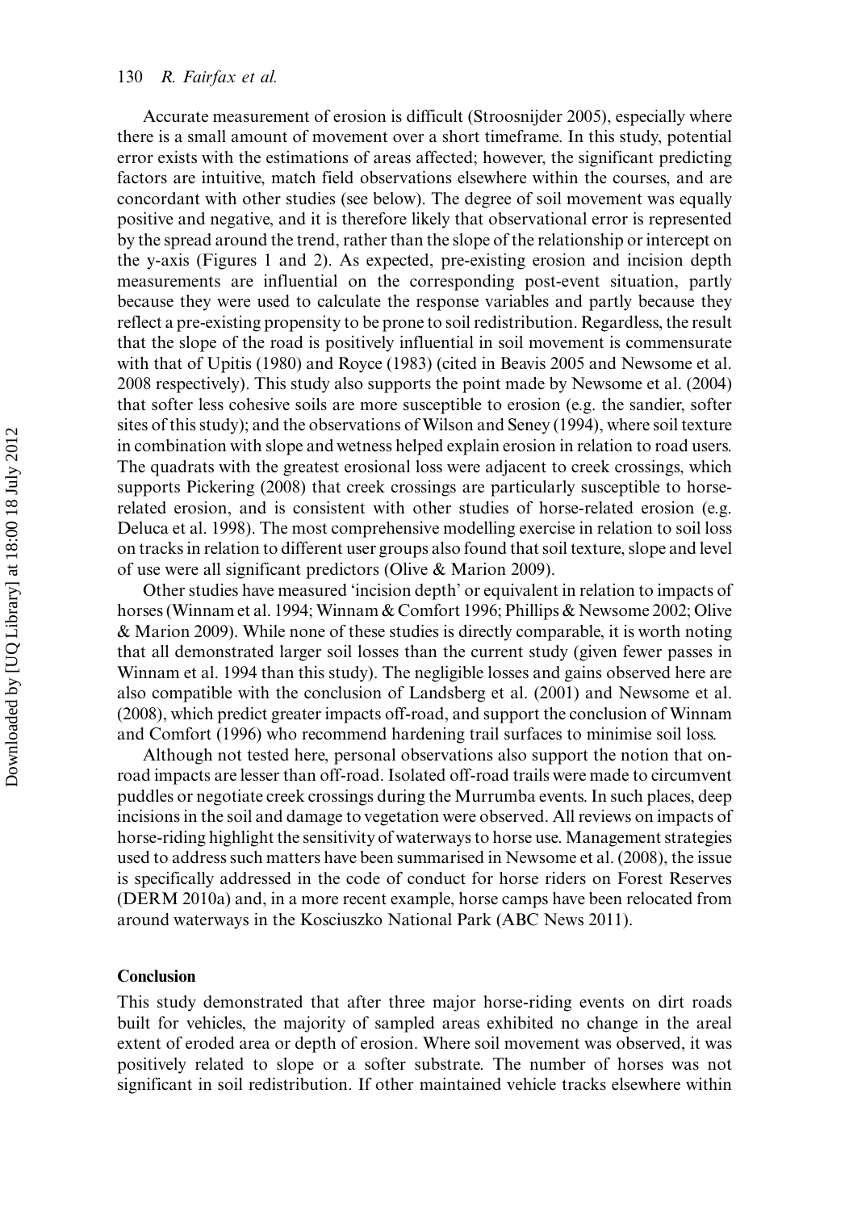Accurate measurement of erosion is difficult (Stroosnijder 2005), especially where there is a small amount of movement over a short timeframe. In this study, potential error exists with the estimations of areas affected; however, the significant predicting factors are intuitive, match field observations elsewhere within the courses, and are concordant with other studies (see below). The degree of soil movement was equally positive and negative, and it is therefore likely that observational error is represented by the spread around the trend, rather than the slope of the relationship or intercept on the y-axis (Figures 1 and 2). As expected, pre-existing erosion and incision depth measurements are influential on the corresponding post-event situation, partly because they were used to calculate the response variables and partly because they reflect a pre-existing propensity to be prone to soil redistribution. Regardless, the result that the slope of the road is positively influential in soil movement is commensurate with that of Upitis (1980) and Royce (1983) (cited in Beavis 2005 and Newsome et al. 2008 respectively). This study also supports the point made by Newsome et al. (2004) that softer less cohesive soils are more susceptible to erosion (e.g. the sandier, softer sites of this study); and the observations of Wilson and Seney (1994), where soil texture in combination with slope and wetness helped explain erosion in relation to road users. The quadrats with the greatest erosional loss were adjacent to creek crossings, which supports Pickering (2008) that creek crossings are particularly susceptible to horse-related erosion, and is consistent with other studies of horse-related erosion (e.g. Deluca et al. 1998). The most comprehensive modelling exercise in relation to soil loss on tracks in relation to different user groups also found that soil texture, slope and level of use were all significant predictors (Olive & Marion 2009).

Other studies have measured 'incision depth' or equivalent in relation to impacts of horses (Winnam et al. 1994; Winnam & Comfort 1996; Phillips & Newsome 2002; Olive & Marion 2009). While none of these studies is directly comparable, it is worth noting that all demonstrated larger soil losses than the current study (given fewer passes in Winnam et al. 1994 than this study). The negligible losses and gains observed here are also compatible with the conclusion of Landsberg et al. (2001) and Newsome et al. (2008), which predict greater impacts off-road, and support the conclusion of Winnam and Comfort (1996) who recommend hardening trail surfaces to minimise soil loss.

Although not tested here, personal observations also support the notion that on-road impacts are lesser than off-road. Isolated off-road trails were made to circumvent puddles or negotiate creek crossings during the Murrumba events. In such places, deep incisions in the soil and damage to vegetation were observed. All reviews on impacts of horse-riding highlight the sensitivity of waterways to horse use. Management strategies used to address such matters have been summarised in Newsome et al. (2008), the issue is specifically addressed in the code of conduct for horse riders on Forest Reserves (DERM 2010a) and, in a more recent example, horse camps have been relocated from around waterways in the Kosciuszko National Park (ABC News 2011).

## Conclusion

This study demonstrated that after three major horse-riding events on dirt roads built for vehicles, the majority of sampled areas exhibited no change in the areal extent of eroded area or depth of erosion. Where soil movement was observed, it was positively related to slope or a softer substrate. The number of horses was not significant in soil redistribution. If other maintained vehicle tracks elsewhere within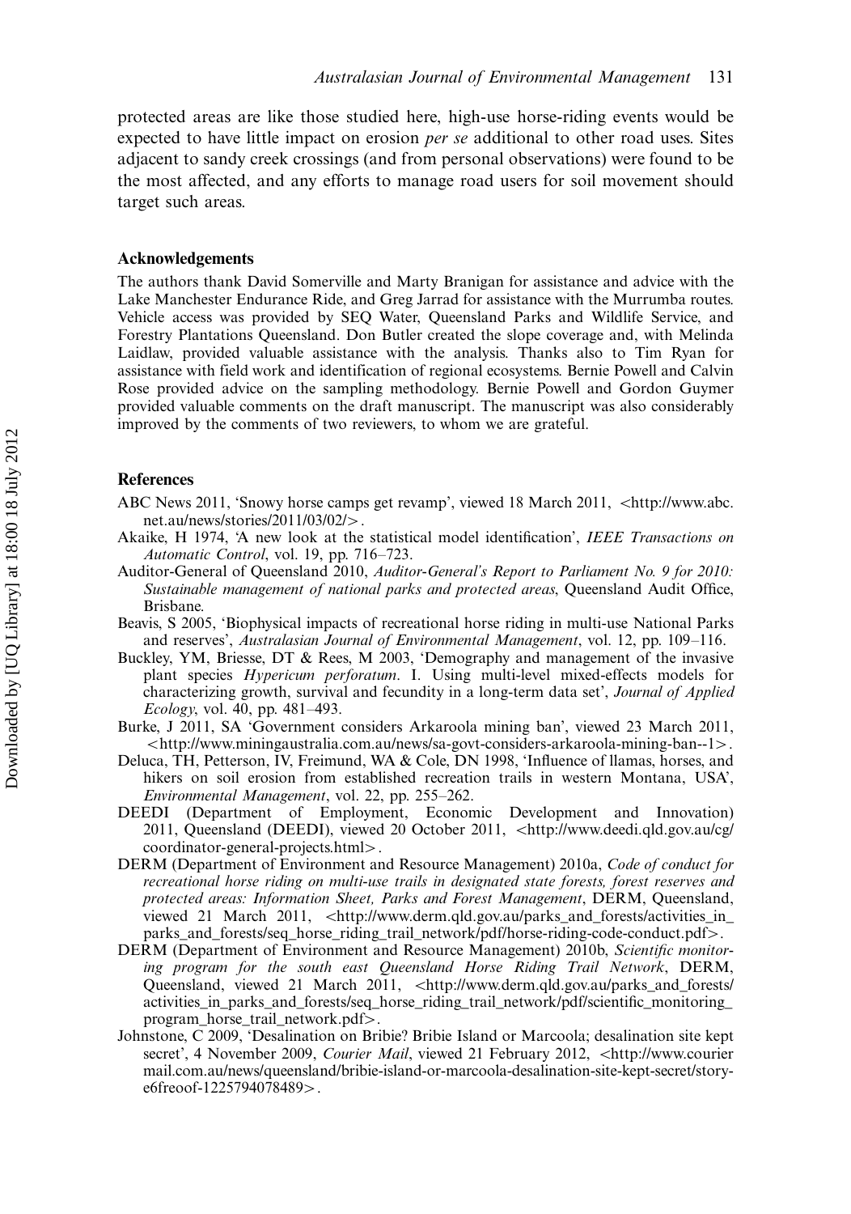protected areas are like those studied here, high-use horse-riding events would be expected to have little impact on erosion *per se* additional to other road uses. Sites adjacent to sandy creek crossings (and from personal observations) were found to be the most affected, and any efforts to manage road users for soil movement should target such areas.

## Acknowledgements

The authors thank David Somerville and Marty Branigan for assistance and advice with the Lake Manchester Endurance Ride, and Greg Jarrad for assistance with the Murrumba routes. Vehicle access was provided by SEQ Water, Queensland Parks and Wildlife Service, and Forestry Plantations Queensland. Don Butler created the slope coverage and, with Melinda Laidlaw, provided valuable assistance with the analysis. Thanks also to Tim Ryan for assistance with field work and identification of regional ecosystems. Bernie Powell and Calvin Rose provided advice on the sampling methodology. Bernie Powell and Gordon Guymer provided valuable comments on the draft manuscript. The manuscript was also considerably improved by the comments of two reviewers, to whom we are grateful.

## References

ABC News 2011, 'Snowy horse camps get revamp', viewed 18 March 2011, <http://www.abc.net.au/news/stories/2011/03/02/>.

Akaike, H 1974, 'A new look at the statistical model identification', *IEEE Transactions on Automatic Control*, vol. 19, pp. 716–723.

Auditor-General of Queensland 2010, *Auditor-General's Report to Parliament No. 9 for 2010: Sustainable management of national parks and protected areas*, Queensland Audit Office, Brisbane.

Beavis, S 2005, 'Biophysical impacts of recreational horse riding in multi-use National Parks and reserves', *Australasian Journal of Environmental Management*, vol. 12, pp. 109–116.

Buckley, YM, Briesse, DT & Rees, M 2003, 'Demography and management of the invasive plant species *Hypericum perforatum*. I. Using multi-level mixed-effects models for characterizing growth, survival and fecundity in a long-term data set', *Journal of Applied Ecology*, vol. 40, pp. 481–493.

Burke, J 2011, SA 'Government considers Arkaroola mining ban', viewed 23 March 2011, <http://www.miningaustralia.com.au/news/sa-govt-considers-arkaroola-mining-ban--1>.

Deluca, TH, Petterson, IV, Freimund, WA & Cole, DN 1998, 'Influence of llamas, horses, and hikers on soil erosion from established recreation trails in western Montana, USA', *Environmental Management*, vol. 22, pp. 255–262.

DEEDI (Department of Employment, Economic Development and Innovation) 2011, Queensland (DEEDI), viewed 20 October 2011, <http://www.deedi.qld.gov.au/cg/coordinator-general-projects.html>.

DERM (Department of Environment and Resource Management) 2010a, *Code of conduct for recreational horse riding on multi-use trails in designated state forests, forest reserves and protected areas: Information Sheet, Parks and Forest Management*, DERM, Queensland, viewed 21 March 2011, <http://www.derm.qld.gov.au/parks_and_forests/activities_in_parks_and_forests/seq_horse_riding_trail_network/pdf/horse-riding-code-conduct.pdf>.

DERM (Department of Environment and Resource Management) 2010b, *Scientific monitoring program for the south east Queensland Horse Riding Trail Network*, DERM, Queensland, viewed 21 March 2011, <http://www.derm.qld.gov.au/parks_and_forests/activities_in_parks_and_forests/seq_horse_riding_trail_network/pdf/scientific_monitoring_program_horse_trail_network.pdf>.

Johnstone, C 2009, 'Desalination on Bribie? Bribie Island or Marcoola; desalination site kept secret', 4 November 2009, *Courier Mail*, viewed 21 February 2012, <http://www.couriermail.com.au/news/queensland/bribie-island-or-marcoola-desalination-site-kept-secret/story-e6freoof-1225794078489>.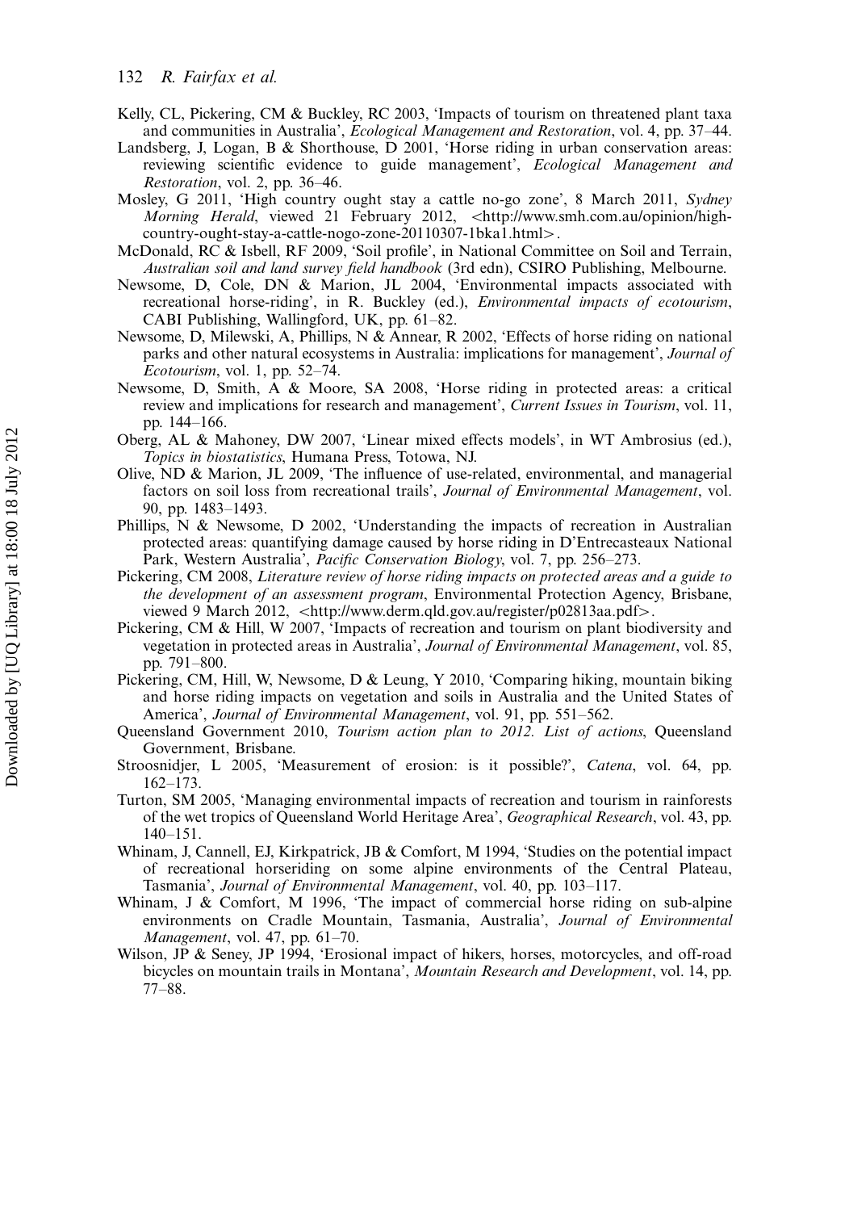Kelly, CL, Pickering, CM & Buckley, RC 2003, 'Impacts of tourism on threatened plant taxa and communities in Australia', *Ecological Management and Restoration*, vol. 4, pp. 37–44.

Landsberg, J, Logan, B & Shorthouse, D 2001, 'Horse riding in urban conservation areas: reviewing scientific evidence to guide management', *Ecological Management and Restoration*, vol. 2, pp. 36–46.

Mosley, G 2011, 'High country ought stay a cattle no-go zone', 8 March 2011, *Sydney Morning Herald*, viewed 21 February 2012, <http://www.smh.com.au/opinion/high-country-ought-stay-a-cattle-nogo-zone-20110307-1bka1.html>.

McDonald, RC & Isbell, RF 2009, 'Soil profile', in National Committee on Soil and Terrain, *Australian soil and land survey field handbook* (3rd edn), CSIRO Publishing, Melbourne.

Newsome, D, Cole, DN & Marion, JL 2004, 'Environmental impacts associated with recreational horse-riding', in R. Buckley (ed.), *Environmental impacts of ecotourism*, CABI Publishing, Wallingford, UK, pp. 61–82.

Newsome, D, Milewski, A, Phillips, N & Annear, R 2002, 'Effects of horse riding on national parks and other natural ecosystems in Australia: implications for management', *Journal of Ecotourism*, vol. 1, pp. 52–74.

Newsome, D, Smith, A & Moore, SA 2008, 'Horse riding in protected areas: a critical review and implications for research and management', *Current Issues in Tourism*, vol. 11, pp. 144–166.

Oberg, AL & Mahoney, DW 2007, 'Linear mixed effects models', in WT Ambrosius (ed.), *Topics in biostatistics*, Humana Press, Totowa, NJ.

Olive, ND & Marion, JL 2009, 'The influence of use-related, environmental, and managerial factors on soil loss from recreational trails', *Journal of Environmental Management*, vol. 90, pp. 1483–1493.

Phillips, N & Newsome, D 2002, 'Understanding the impacts of recreation in Australian protected areas: quantifying damage caused by horse riding in D'Entrecasteaux National Park, Western Australia', *Pacific Conservation Biology*, vol. 7, pp. 256–273.

Pickering, CM 2008, *Literature review of horse riding impacts on protected areas and a guide to the development of an assessment program*, Environmental Protection Agency, Brisbane, viewed 9 March 2012, <http://www.derm.qld.gov.au/register/p02813aa.pdf>.

Pickering, CM & Hill, W 2007, 'Impacts of recreation and tourism on plant biodiversity and vegetation in protected areas in Australia', *Journal of Environmental Management*, vol. 85, pp. 791–800.

Pickering, CM, Hill, W, Newsome, D & Leung, Y 2010, 'Comparing hiking, mountain biking and horse riding impacts on vegetation and soils in Australia and the United States of America', *Journal of Environmental Management*, vol. 91, pp. 551–562.

Queensland Government 2010, *Tourism action plan to 2012. List of actions*, Queensland Government, Brisbane.

Stroosnidjer, L 2005, 'Measurement of erosion: is it possible?', *Catena*, vol. 64, pp. 162–173.

Turton, SM 2005, 'Managing environmental impacts of recreation and tourism in rainforests of the wet tropics of Queensland World Heritage Area', *Geographical Research*, vol. 43, pp. 140–151.

Whinam, J, Cannell, EJ, Kirkpatrick, JB & Comfort, M 1994, 'Studies on the potential impact of recreational horseriding on some alpine environments of the Central Plateau, Tasmania', *Journal of Environmental Management*, vol. 40, pp. 103–117.

Whinam, J & Comfort, M 1996, 'The impact of commercial horse riding on sub-alpine environments on Cradle Mountain, Tasmania, Australia', *Journal of Environmental Management*, vol. 47, pp. 61–70.

Wilson, JP & Seney, JP 1994, 'Erosional impact of hikers, horses, motorcycles, and off-road bicycles on mountain trails in Montana', *Mountain Research and Development*, vol. 14, pp. 77–88.